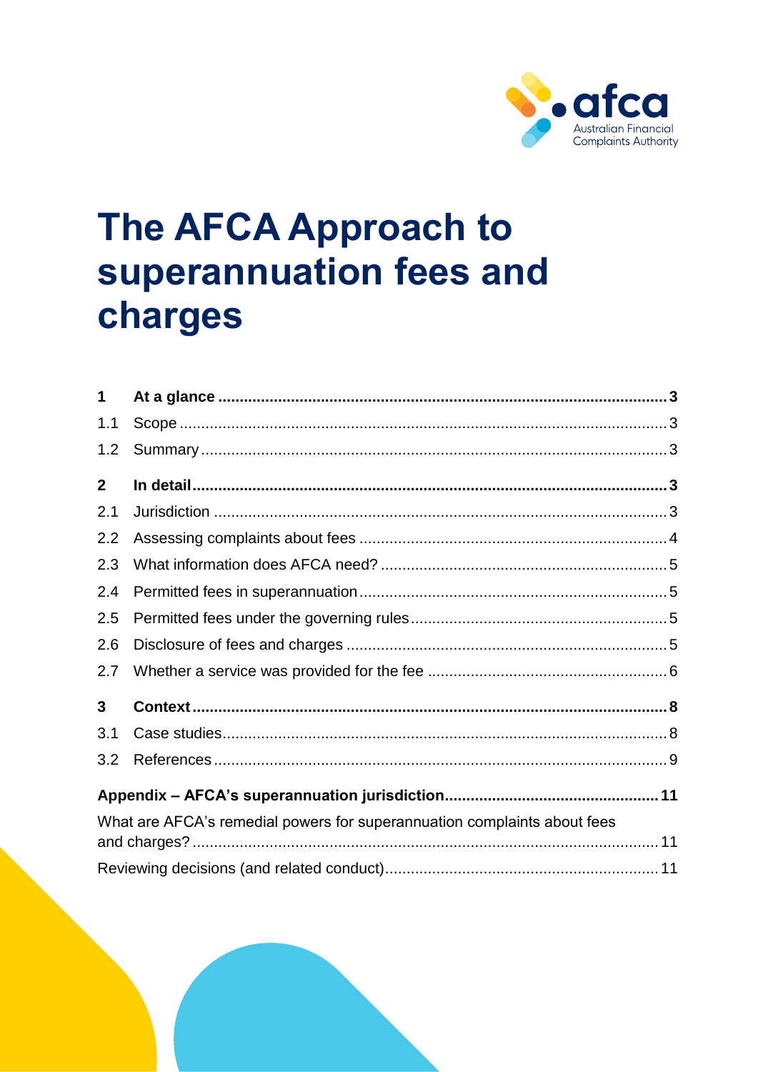# The AFCA Approach to superannuation fees and charges

| | | |
|---|---|---|
| **1** | **At a glance** | **3** |
| 1.1 | Scope | 3 |
| 1.2 | Summary | 3 |
| **2** | **In detail** | **3** |
| 2.1 | Jurisdiction | 3 |
| 2.2 | Assessing complaints about fees | 4 |
| 2.3 | What information does AFCA need? | 5 |
| 2.4 | Permitted fees in superannuation | 5 |
| 2.5 | Permitted fees under the governing rules | 5 |
| 2.6 | Disclosure of fees and charges | 5 |
| 2.7 | Whether a service was provided for the fee | 6 |
| **3** | **Context** | **8** |
| 3.1 | Case studies | 8 |
| 3.2 | References | 9 |
| **Appendix – AFCA's superannuation jurisdiction** | | **11** |
| What are AFCA's remedial powers for superannuation complaints about fees and charges? | | 11 |
| Reviewing decisions (and related conduct) | | 11 |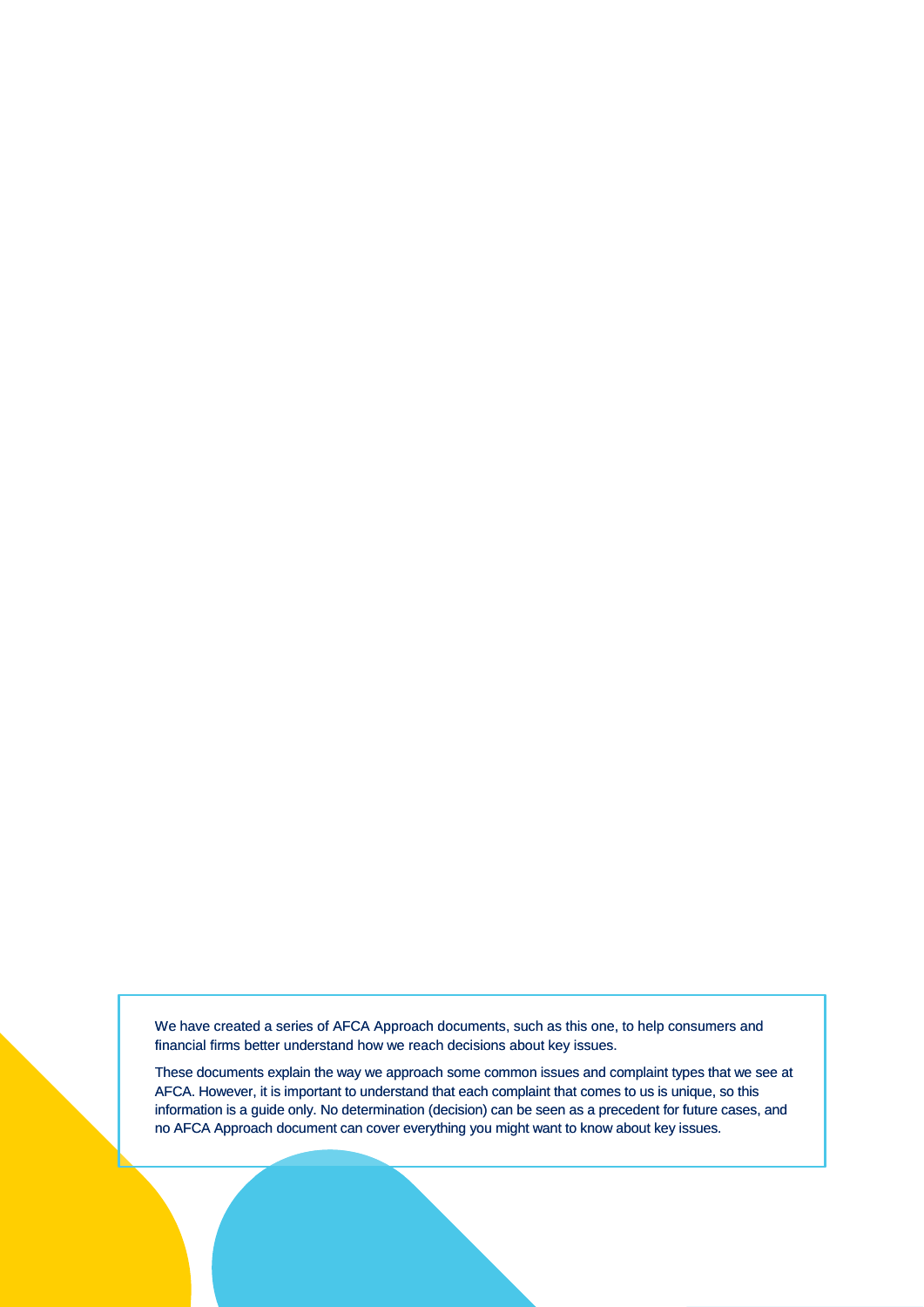We have created a series of AFCA Approach documents, such as this one, to help consumers and financial firms better understand how we reach decisions about key issues.

These documents explain the way we approach some common issues and complaint types that we see at AFCA. However, it is important to understand that each complaint that comes to us is unique, so this information is a guide only. No determination (decision) can be seen as a precedent for future cases, and no AFCA Approach document can cover everything you might want to know about key issues.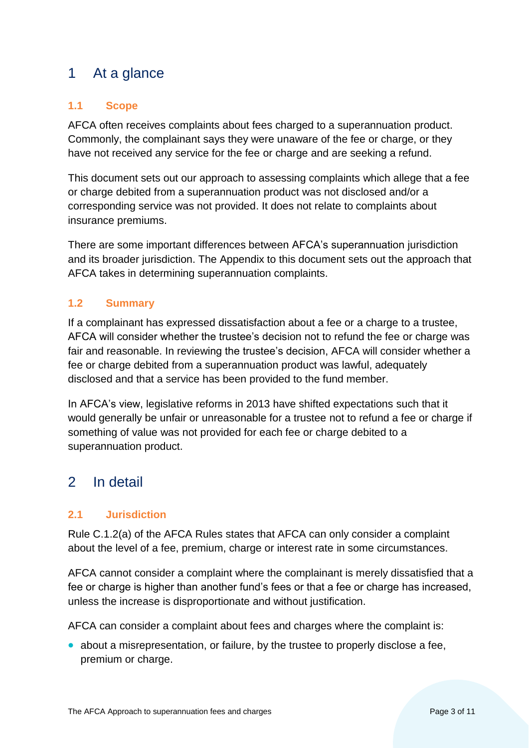# 1 At a glance

### 1.1 Scope

AFCA often receives complaints about fees charged to a superannuation product. Commonly, the complainant says they were unaware of the fee or charge, or they have not received any service for the fee or charge and are seeking a refund.

This document sets out our approach to assessing complaints which allege that a fee or charge debited from a superannuation product was not disclosed and/or a corresponding service was not provided. It does not relate to complaints about insurance premiums.

There are some important differences between AFCA's superannuation jurisdiction and its broader jurisdiction. The Appendix to this document sets out the approach that AFCA takes in determining superannuation complaints.

### 1.2 Summary

If a complainant has expressed dissatisfaction about a fee or a charge to a trustee, AFCA will consider whether the trustee's decision not to refund the fee or charge was fair and reasonable. In reviewing the trustee's decision, AFCA will consider whether a fee or charge debited from a superannuation product was lawful, adequately disclosed and that a service has been provided to the fund member.

In AFCA's view, legislative reforms in 2013 have shifted expectations such that it would generally be unfair or unreasonable for a trustee not to refund a fee or charge if something of value was not provided for each fee or charge debited to a superannuation product.

# 2 In detail

### 2.1 Jurisdiction

Rule C.1.2(a) of the AFCA Rules states that AFCA can only consider a complaint about the level of a fee, premium, charge or interest rate in some circumstances.

AFCA cannot consider a complaint where the complainant is merely dissatisfied that a fee or charge is higher than another fund's fees or that a fee or charge has increased, unless the increase is disproportionate and without justification.

AFCA can consider a complaint about fees and charges where the complaint is:

- about a misrepresentation, or failure, by the trustee to properly disclose a fee, premium or charge.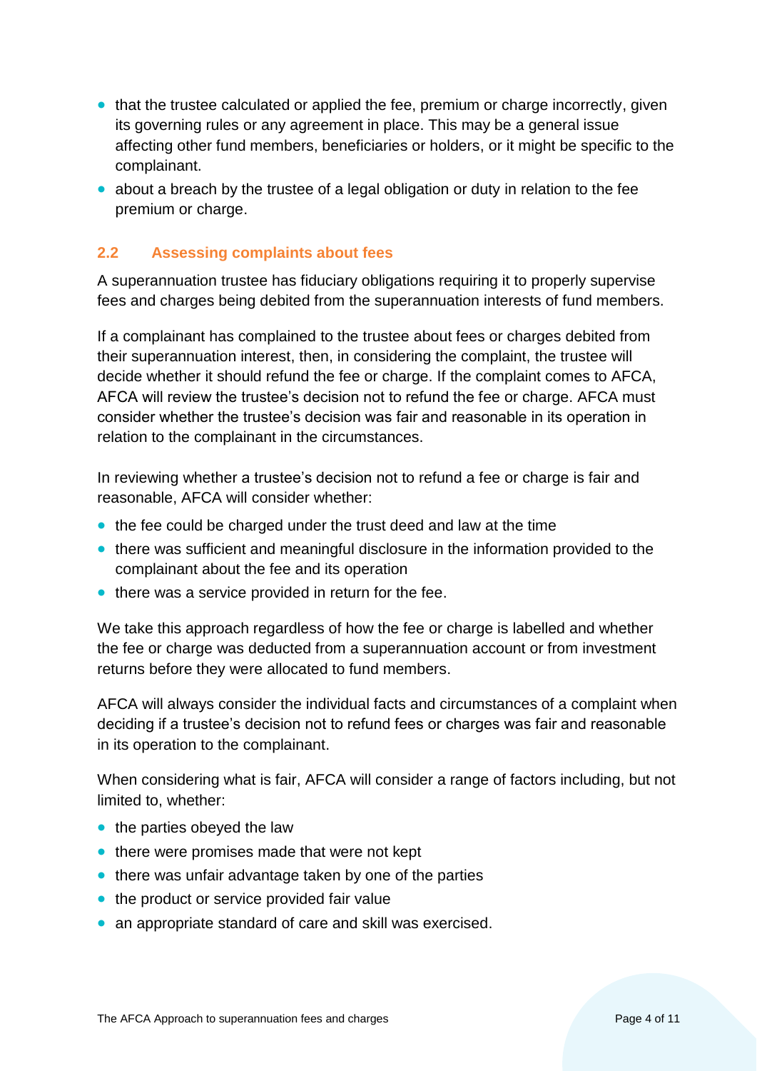- that the trustee calculated or applied the fee, premium or charge incorrectly, given its governing rules or any agreement in place. This may be a general issue affecting other fund members, beneficiaries or holders, or it might be specific to the complainant.
- about a breach by the trustee of a legal obligation or duty in relation to the fee premium or charge.

### 2.2 Assessing complaints about fees

A superannuation trustee has fiduciary obligations requiring it to properly supervise fees and charges being debited from the superannuation interests of fund members.

If a complainant has complained to the trustee about fees or charges debited from their superannuation interest, then, in considering the complaint, the trustee will decide whether it should refund the fee or charge. If the complaint comes to AFCA, AFCA will review the trustee's decision not to refund the fee or charge. AFCA must consider whether the trustee's decision was fair and reasonable in its operation in relation to the complainant in the circumstances.

In reviewing whether a trustee's decision not to refund a fee or charge is fair and reasonable, AFCA will consider whether:

- the fee could be charged under the trust deed and law at the time
- there was sufficient and meaningful disclosure in the information provided to the complainant about the fee and its operation
- there was a service provided in return for the fee.

We take this approach regardless of how the fee or charge is labelled and whether the fee or charge was deducted from a superannuation account or from investment returns before they were allocated to fund members.

AFCA will always consider the individual facts and circumstances of a complaint when deciding if a trustee's decision not to refund fees or charges was fair and reasonable in its operation to the complainant.

When considering what is fair, AFCA will consider a range of factors including, but not limited to, whether:

- the parties obeyed the law
- there were promises made that were not kept
- there was unfair advantage taken by one of the parties
- the product or service provided fair value
- an appropriate standard of care and skill was exercised.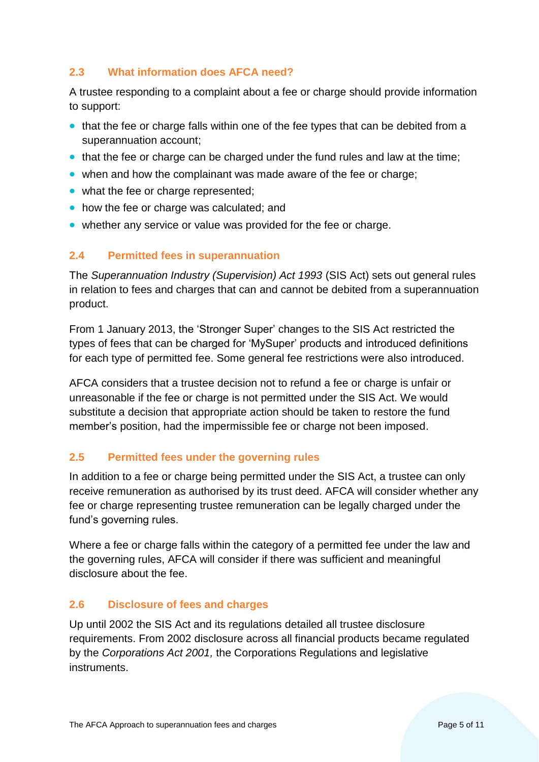## 2.3 What information does AFCA need?

A trustee responding to a complaint about a fee or charge should provide information to support:

- that the fee or charge falls within one of the fee types that can be debited from a superannuation account;
- that the fee or charge can be charged under the fund rules and law at the time;
- when and how the complainant was made aware of the fee or charge;
- what the fee or charge represented;
- how the fee or charge was calculated; and
- whether any service or value was provided for the fee or charge.

## 2.4 Permitted fees in superannuation

The *Superannuation Industry (Supervision) Act 1993* (SIS Act) sets out general rules in relation to fees and charges that can and cannot be debited from a superannuation product.

From 1 January 2013, the 'Stronger Super' changes to the SIS Act restricted the types of fees that can be charged for 'MySuper' products and introduced definitions for each type of permitted fee. Some general fee restrictions were also introduced.

AFCA considers that a trustee decision not to refund a fee or charge is unfair or unreasonable if the fee or charge is not permitted under the SIS Act. We would substitute a decision that appropriate action should be taken to restore the fund member's position, had the impermissible fee or charge not been imposed.

## 2.5 Permitted fees under the governing rules

In addition to a fee or charge being permitted under the SIS Act, a trustee can only receive remuneration as authorised by its trust deed. AFCA will consider whether any fee or charge representing trustee remuneration can be legally charged under the fund's governing rules.

Where a fee or charge falls within the category of a permitted fee under the law and the governing rules, AFCA will consider if there was sufficient and meaningful disclosure about the fee.

## 2.6 Disclosure of fees and charges

Up until 2002 the SIS Act and its regulations detailed all trustee disclosure requirements. From 2002 disclosure across all financial products became regulated by the *Corporations Act 2001,* the Corporations Regulations and legislative instruments.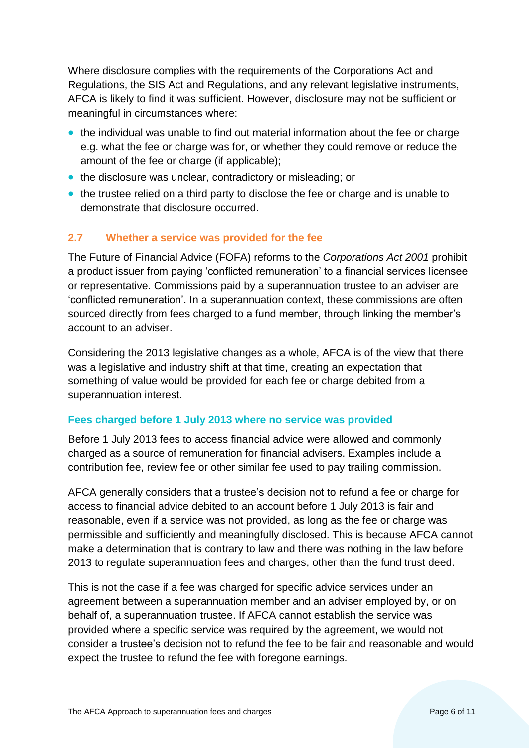Where disclosure complies with the requirements of the Corporations Act and Regulations, the SIS Act and Regulations, and any relevant legislative instruments, AFCA is likely to find it was sufficient. However, disclosure may not be sufficient or meaningful in circumstances where:

- the individual was unable to find out material information about the fee or charge e.g. what the fee or charge was for, or whether they could remove or reduce the amount of the fee or charge (if applicable);
- the disclosure was unclear, contradictory or misleading; or
- the trustee relied on a third party to disclose the fee or charge and is unable to demonstrate that disclosure occurred.

## 2.7 Whether a service was provided for the fee

The Future of Financial Advice (FOFA) reforms to the *Corporations Act 2001* prohibit a product issuer from paying 'conflicted remuneration' to a financial services licensee or representative. Commissions paid by a superannuation trustee to an adviser are 'conflicted remuneration'. In a superannuation context, these commissions are often sourced directly from fees charged to a fund member, through linking the member's account to an adviser.

Considering the 2013 legislative changes as a whole, AFCA is of the view that there was a legislative and industry shift at that time, creating an expectation that something of value would be provided for each fee or charge debited from a superannuation interest.

### Fees charged before 1 July 2013 where no service was provided

Before 1 July 2013 fees to access financial advice were allowed and commonly charged as a source of remuneration for financial advisers. Examples include a contribution fee, review fee or other similar fee used to pay trailing commission.

AFCA generally considers that a trustee's decision not to refund a fee or charge for access to financial advice debited to an account before 1 July 2013 is fair and reasonable, even if a service was not provided, as long as the fee or charge was permissible and sufficiently and meaningfully disclosed. This is because AFCA cannot make a determination that is contrary to law and there was nothing in the law before 2013 to regulate superannuation fees and charges, other than the fund trust deed.

This is not the case if a fee was charged for specific advice services under an agreement between a superannuation member and an adviser employed by, or on behalf of, a superannuation trustee. If AFCA cannot establish the service was provided where a specific service was required by the agreement, we would not consider a trustee's decision not to refund the fee to be fair and reasonable and would expect the trustee to refund the fee with foregone earnings.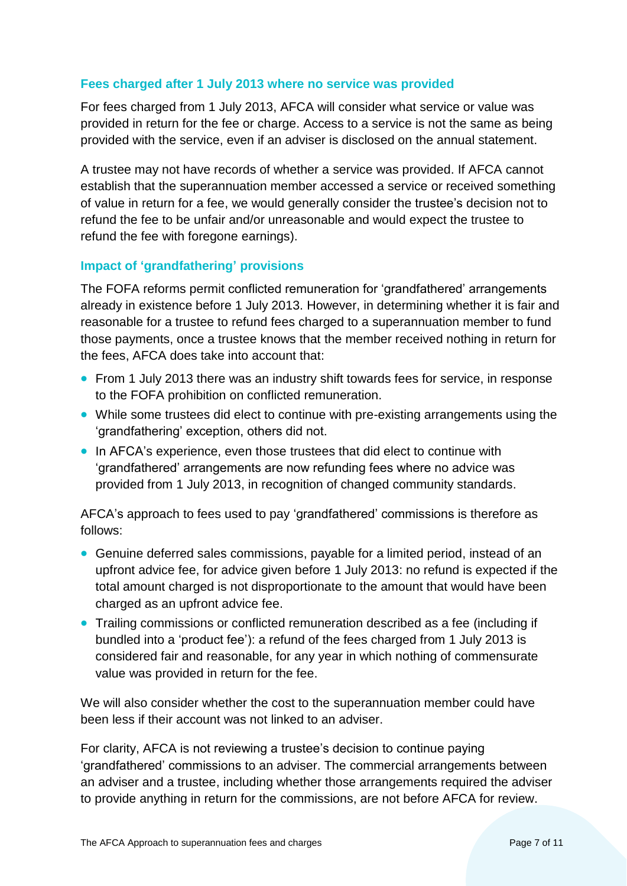### Fees charged after 1 July 2013 where no service was provided

For fees charged from 1 July 2013, AFCA will consider what service or value was provided in return for the fee or charge. Access to a service is not the same as being provided with the service, even if an adviser is disclosed on the annual statement.

A trustee may not have records of whether a service was provided. If AFCA cannot establish that the superannuation member accessed a service or received something of value in return for a fee, we would generally consider the trustee's decision not to refund the fee to be unfair and/or unreasonable and would expect the trustee to refund the fee with foregone earnings).

### Impact of 'grandfathering' provisions

The FOFA reforms permit conflicted remuneration for 'grandfathered' arrangements already in existence before 1 July 2013. However, in determining whether it is fair and reasonable for a trustee to refund fees charged to a superannuation member to fund those payments, once a trustee knows that the member received nothing in return for the fees, AFCA does take into account that:

- From 1 July 2013 there was an industry shift towards fees for service, in response to the FOFA prohibition on conflicted remuneration.
- While some trustees did elect to continue with pre-existing arrangements using the 'grandfathering' exception, others did not.
- In AFCA's experience, even those trustees that did elect to continue with 'grandfathered' arrangements are now refunding fees where no advice was provided from 1 July 2013, in recognition of changed community standards.

AFCA's approach to fees used to pay 'grandfathered' commissions is therefore as follows:

- Genuine deferred sales commissions, payable for a limited period, instead of an upfront advice fee, for advice given before 1 July 2013: no refund is expected if the total amount charged is not disproportionate to the amount that would have been charged as an upfront advice fee.
- Trailing commissions or conflicted remuneration described as a fee (including if bundled into a 'product fee'): a refund of the fees charged from 1 July 2013 is considered fair and reasonable, for any year in which nothing of commensurate value was provided in return for the fee.

We will also consider whether the cost to the superannuation member could have been less if their account was not linked to an adviser.

For clarity, AFCA is not reviewing a trustee's decision to continue paying 'grandfathered' commissions to an adviser. The commercial arrangements between an adviser and a trustee, including whether those arrangements required the adviser to provide anything in return for the commissions, are not before AFCA for review.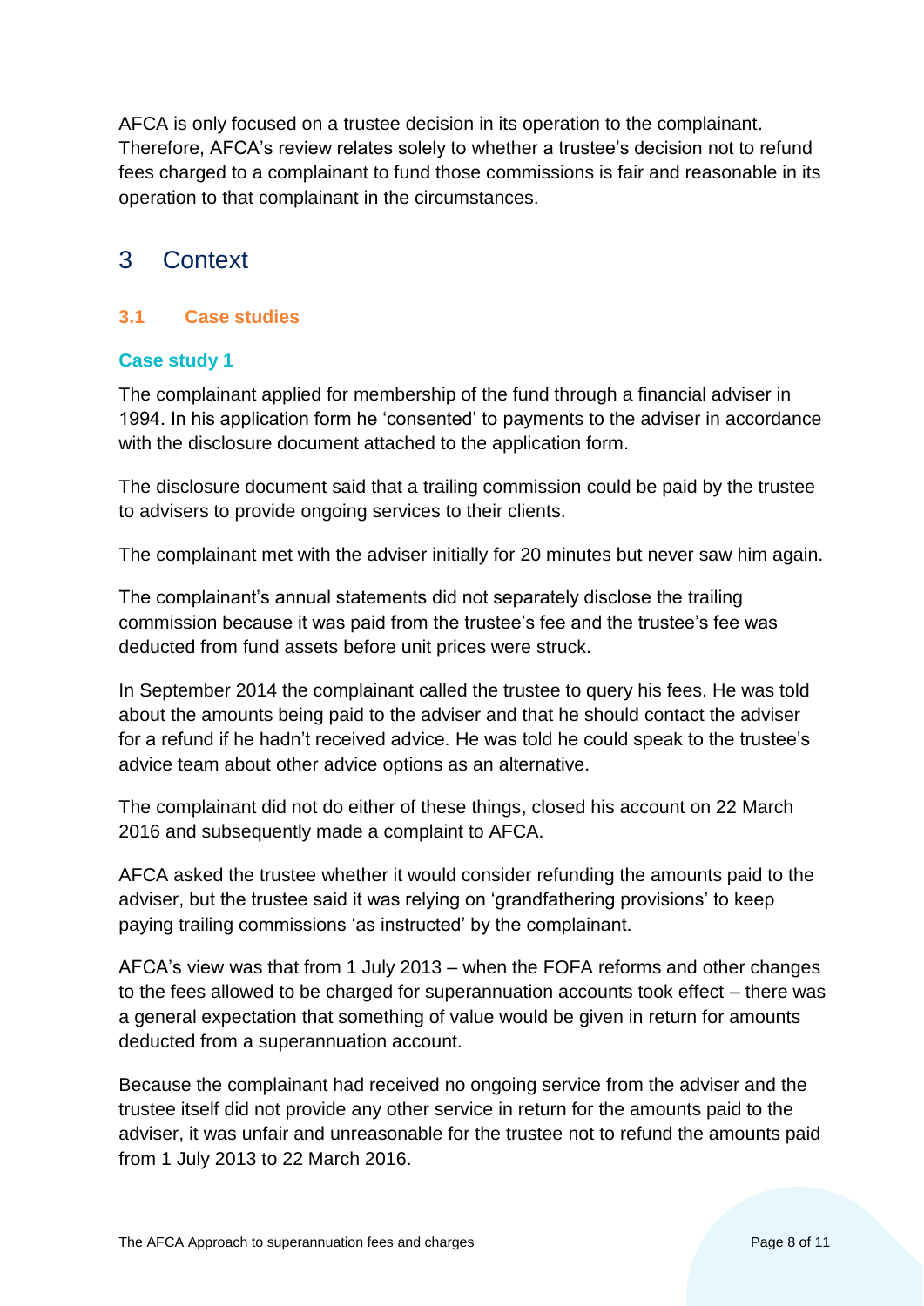AFCA is only focused on a trustee decision in its operation to the complainant. Therefore, AFCA's review relates solely to whether a trustee's decision not to refund fees charged to a complainant to fund those commissions is fair and reasonable in its operation to that complainant in the circumstances.

# 3 Context

## 3.1 Case studies

### Case study 1

The complainant applied for membership of the fund through a financial adviser in 1994. In his application form he 'consented' to payments to the adviser in accordance with the disclosure document attached to the application form.

The disclosure document said that a trailing commission could be paid by the trustee to advisers to provide ongoing services to their clients.

The complainant met with the adviser initially for 20 minutes but never saw him again.

The complainant's annual statements did not separately disclose the trailing commission because it was paid from the trustee's fee and the trustee's fee was deducted from fund assets before unit prices were struck.

In September 2014 the complainant called the trustee to query his fees. He was told about the amounts being paid to the adviser and that he should contact the adviser for a refund if he hadn't received advice. He was told he could speak to the trustee's advice team about other advice options as an alternative.

The complainant did not do either of these things, closed his account on 22 March 2016 and subsequently made a complaint to AFCA.

AFCA asked the trustee whether it would consider refunding the amounts paid to the adviser, but the trustee said it was relying on 'grandfathering provisions' to keep paying trailing commissions 'as instructed' by the complainant.

AFCA's view was that from 1 July 2013 – when the FOFA reforms and other changes to the fees allowed to be charged for superannuation accounts took effect – there was a general expectation that something of value would be given in return for amounts deducted from a superannuation account.

Because the complainant had received no ongoing service from the adviser and the trustee itself did not provide any other service in return for the amounts paid to the adviser, it was unfair and unreasonable for the trustee not to refund the amounts paid from 1 July 2013 to 22 March 2016.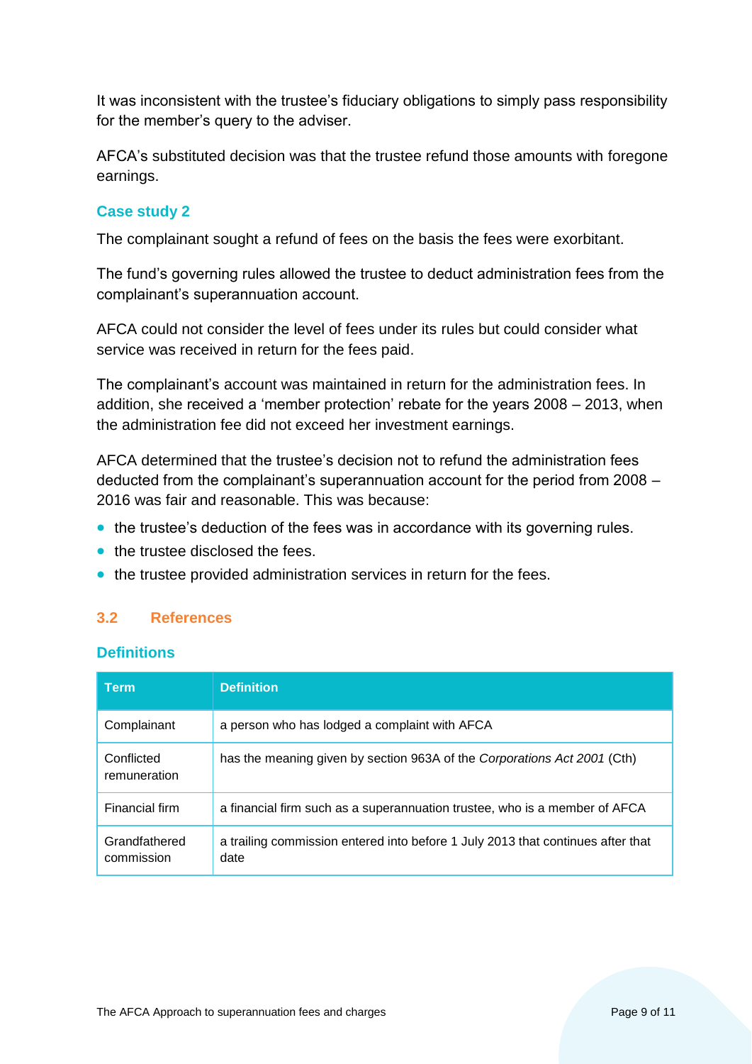It was inconsistent with the trustee's fiduciary obligations to simply pass responsibility for the member's query to the adviser.

AFCA's substituted decision was that the trustee refund those amounts with foregone earnings.

### Case study 2

The complainant sought a refund of fees on the basis the fees were exorbitant.

The fund's governing rules allowed the trustee to deduct administration fees from the complainant's superannuation account.

AFCA could not consider the level of fees under its rules but could consider what service was received in return for the fees paid.

The complainant's account was maintained in return for the administration fees. In addition, she received a 'member protection' rebate for the years 2008 – 2013, when the administration fee did not exceed her investment earnings.

AFCA determined that the trustee's decision not to refund the administration fees deducted from the complainant's superannuation account for the period from 2008 – 2016 was fair and reasonable. This was because:

- the trustee's deduction of the fees was in accordance with its governing rules.
- the trustee disclosed the fees.
- the trustee provided administration services in return for the fees.

## 3.2 References

### Definitions

| Term | Definition |
|---|---|
| Complainant | a person who has lodged a complaint with AFCA |
| Conflicted remuneration | has the meaning given by section 963A of the *Corporations Act 2001* (Cth) |
| Financial firm | a financial firm such as a superannuation trustee, who is a member of AFCA |
| Grandfathered commission | a trailing commission entered into before 1 July 2013 that continues after that date |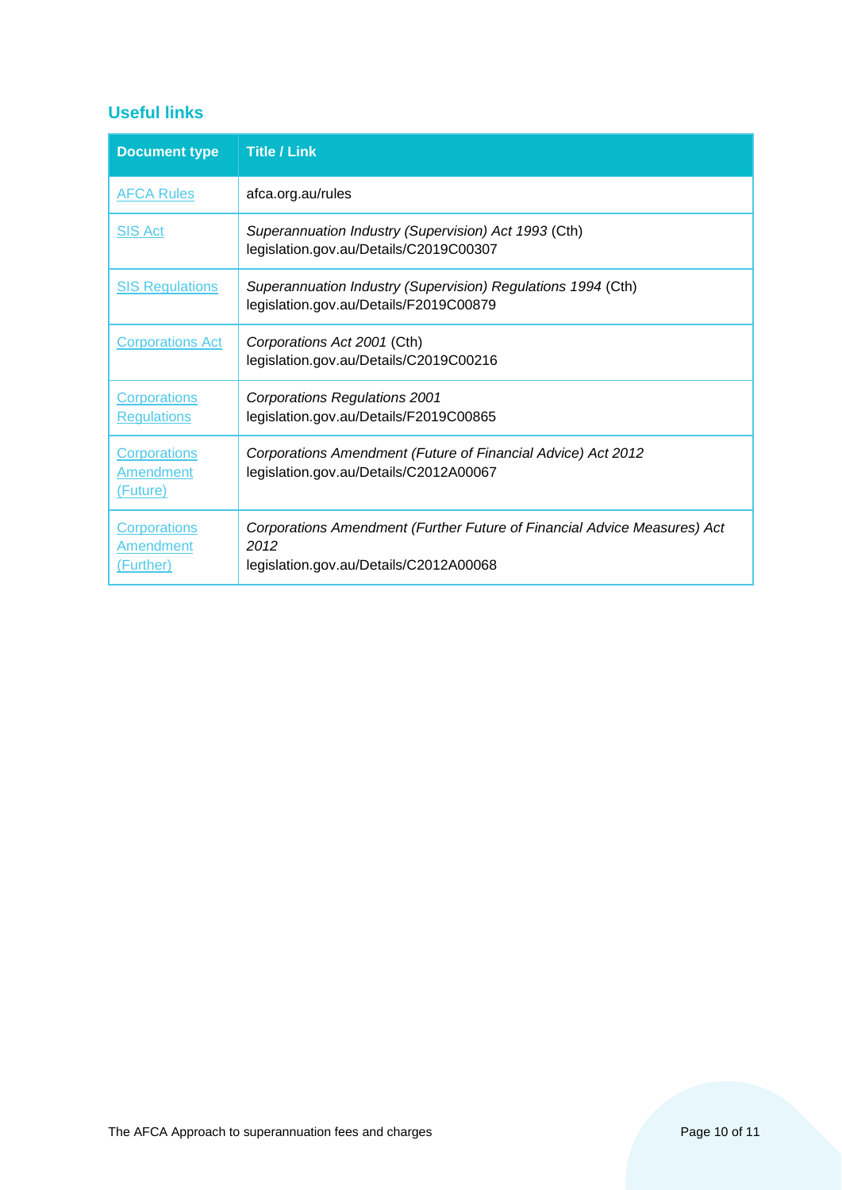## Useful links

| Document type | Title / Link |
|---|---|
| AFCA Rules | afca.org.au/rules |
| SIS Act | *Superannuation Industry (Supervision) Act 1993* (Cth)<br>legislation.gov.au/Details/C2019C00307 |
| SIS Regulations | *Superannuation Industry (Supervision) Regulations 1994* (Cth)<br>legislation.gov.au/Details/F2019C00879 |
| Corporations Act | *Corporations Act 2001* (Cth)<br>legislation.gov.au/Details/C2019C00216 |
| Corporations Regulations | *Corporations Regulations 2001*<br>legislation.gov.au/Details/F2019C00865 |
| Corporations Amendment (Future) | *Corporations Amendment (Future of Financial Advice) Act 2012*<br>legislation.gov.au/Details/C2012A00067 |
| Corporations Amendment (Further) | *Corporations Amendment (Further Future of Financial Advice Measures) Act 2012*<br>legislation.gov.au/Details/C2012A00068 |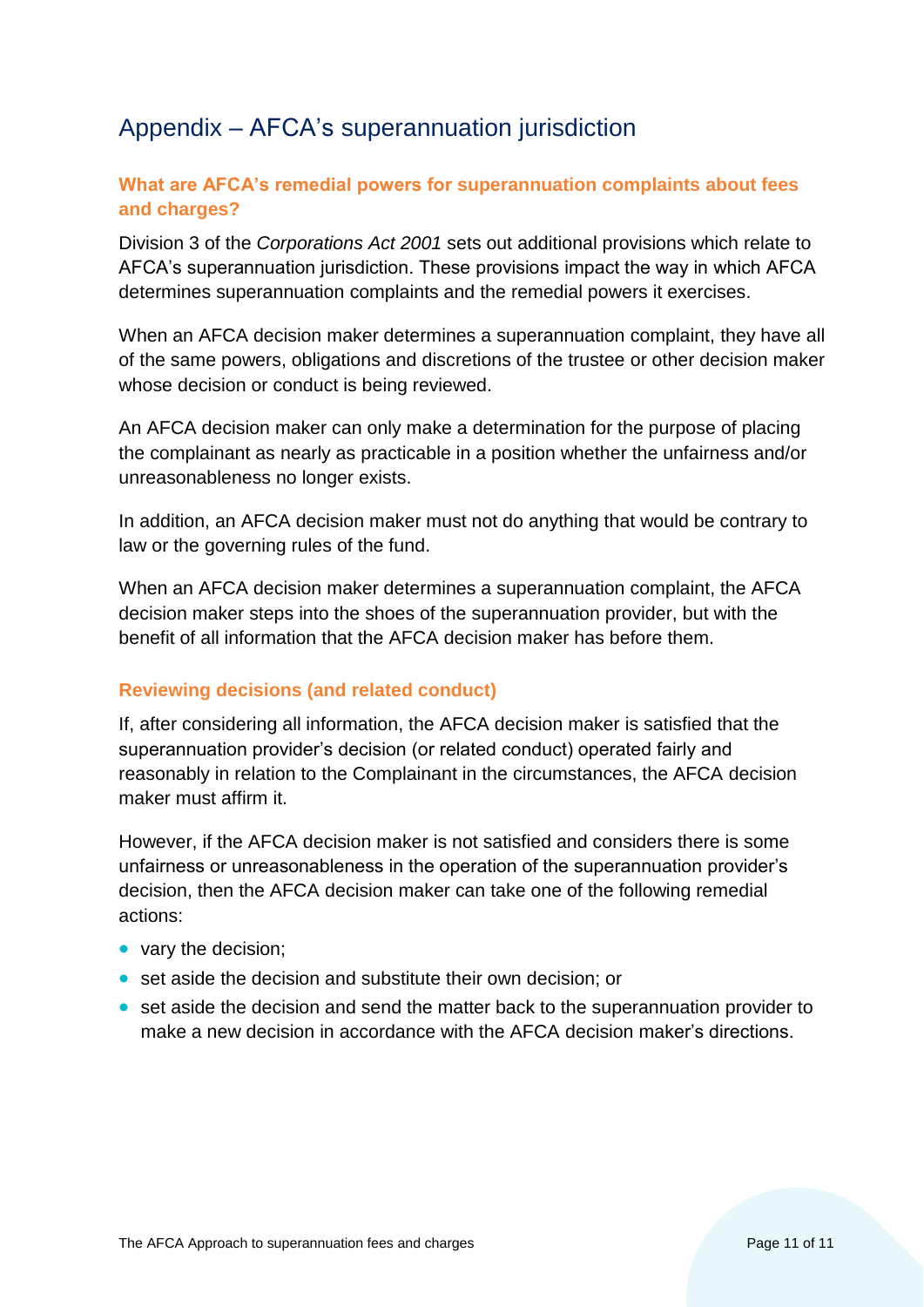# Appendix – AFCA's superannuation jurisdiction

### What are AFCA's remedial powers for superannuation complaints about fees and charges?

Division 3 of the *Corporations Act 2001* sets out additional provisions which relate to AFCA's superannuation jurisdiction. These provisions impact the way in which AFCA determines superannuation complaints and the remedial powers it exercises.

When an AFCA decision maker determines a superannuation complaint, they have all of the same powers, obligations and discretions of the trustee or other decision maker whose decision or conduct is being reviewed.

An AFCA decision maker can only make a determination for the purpose of placing the complainant as nearly as practicable in a position whether the unfairness and/or unreasonableness no longer exists.

In addition, an AFCA decision maker must not do anything that would be contrary to law or the governing rules of the fund.

When an AFCA decision maker determines a superannuation complaint, the AFCA decision maker steps into the shoes of the superannuation provider, but with the benefit of all information that the AFCA decision maker has before them.

### Reviewing decisions (and related conduct)

If, after considering all information, the AFCA decision maker is satisfied that the superannuation provider's decision (or related conduct) operated fairly and reasonably in relation to the Complainant in the circumstances, the AFCA decision maker must affirm it.

However, if the AFCA decision maker is not satisfied and considers there is some unfairness or unreasonableness in the operation of the superannuation provider's decision, then the AFCA decision maker can take one of the following remedial actions:

- vary the decision;
- set aside the decision and substitute their own decision; or
- set aside the decision and send the matter back to the superannuation provider to make a new decision in accordance with the AFCA decision maker's directions.